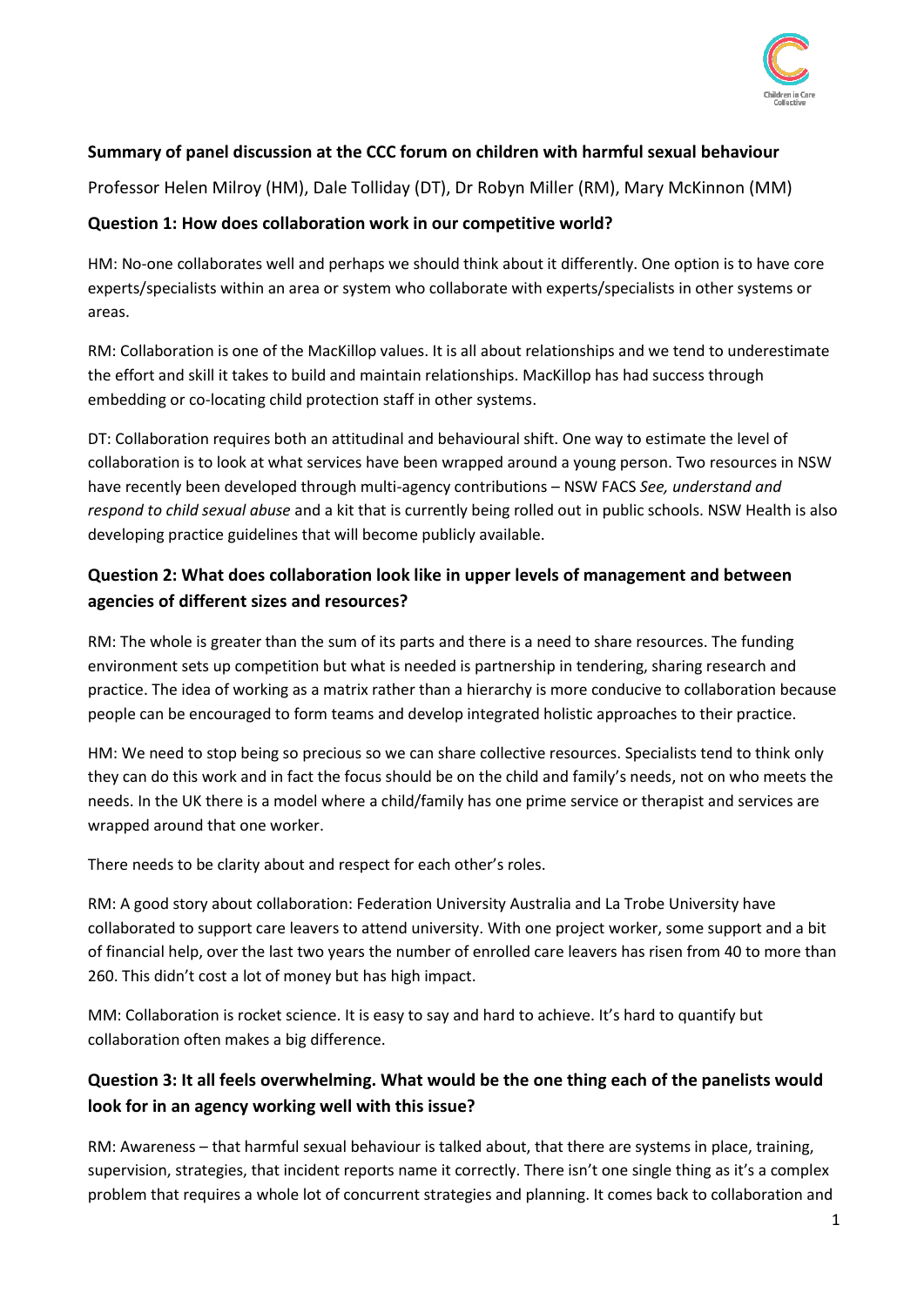**Summary of panel discussion at the CCC forum on children with harmful sexual behaviour**

Professor Helen Milroy (HM), Dale Tolliday (DT), Dr Robyn Miller (RM), Mary McKinnon (MM)

**Question 1: How does collaboration work in our competitive world?**

HM: No-one collaborates well and perhaps we should think about it differently. One option is to have core experts/specialists within an area or system who collaborate with experts/specialists in other systems or areas.

RM: Collaboration is one of the MacKillop values. It is all about relationships and we tend to underestimate the effort and skill it takes to build and maintain relationships. MacKillop has had success through embedding or co-locating child protection staff in other systems.

DT: Collaboration requires both an attitudinal and behavioural shift. One way to estimate the level of collaboration is to look at what services have been wrapped around a young person. Two resources in NSW have recently been developed through multi-agency contributions – NSW FACS *See, understand and respond to child sexual abuse* and a kit that is currently being rolled out in public schools. NSW Health is also developing practice guidelines that will become publicly available.

**Question 2: What does collaboration look like in upper levels of management and between agencies of different sizes and resources?**

RM: The whole is greater than the sum of its parts and there is a need to share resources. The funding environment sets up competition but what is needed is partnership in tendering, sharing research and practice. The idea of working as a matrix rather than a hierarchy is more conducive to collaboration because people can be encouraged to form teams and develop integrated holistic approaches to their practice.

HM: We need to stop being so precious so we can share collective resources. Specialists tend to think only they can do this work and in fact the focus should be on the child and family's needs, not on who meets the needs. In the UK there is a model where a child/family has one prime service or therapist and services are wrapped around that one worker.

There needs to be clarity about and respect for each other's roles.

RM: A good story about collaboration: Federation University Australia and La Trobe University have collaborated to support care leavers to attend university. With one project worker, some support and a bit of financial help, over the last two years the number of enrolled care leavers has risen from 40 to more than 260. This didn't cost a lot of money but has high impact.

MM: Collaboration is rocket science. It is easy to say and hard to achieve. It's hard to quantify but collaboration often makes a big difference.

**Question 3: It all feels overwhelming. What would be the one thing each of the panelists would look for in an agency working well with this issue?**

RM: Awareness – that harmful sexual behaviour is talked about, that there are systems in place, training, supervision, strategies, that incident reports name it correctly. There isn't one single thing as it's a complex problem that requires a whole lot of concurrent strategies and planning. It comes back to collaboration and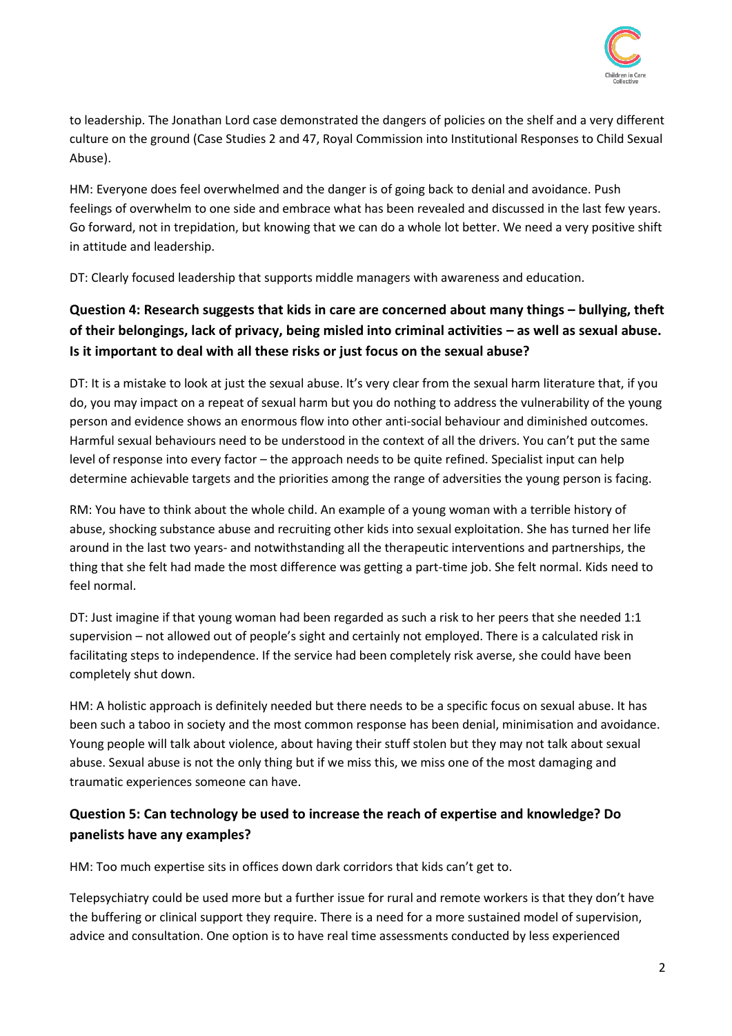to leadership. The Jonathan Lord case demonstrated the dangers of policies on the shelf and a very different culture on the ground (Case Studies 2 and 47, Royal Commission into Institutional Responses to Child Sexual Abuse).

HM: Everyone does feel overwhelmed and the danger is of going back to denial and avoidance. Push feelings of overwhelm to one side and embrace what has been revealed and discussed in the last few years. Go forward, not in trepidation, but knowing that we can do a whole lot better. We need a very positive shift in attitude and leadership.

DT: Clearly focused leadership that supports middle managers with awareness and education.

## Question 4: Research suggests that kids in care are concerned about many things – bullying, theft of their belongings, lack of privacy, being misled into criminal activities – as well as sexual abuse. Is it important to deal with all these risks or just focus on the sexual abuse?

DT: It is a mistake to look at just the sexual abuse. It's very clear from the sexual harm literature that, if you do, you may impact on a repeat of sexual harm but you do nothing to address the vulnerability of the young person and evidence shows an enormous flow into other anti-social behaviour and diminished outcomes. Harmful sexual behaviours need to be understood in the context of all the drivers. You can't put the same level of response into every factor – the approach needs to be quite refined. Specialist input can help determine achievable targets and the priorities among the range of adversities the young person is facing.

RM: You have to think about the whole child. An example of a young woman with a terrible history of abuse, shocking substance abuse and recruiting other kids into sexual exploitation. She has turned her life around in the last two years- and notwithstanding all the therapeutic interventions and partnerships, the thing that she felt had made the most difference was getting a part-time job. She felt normal. Kids need to feel normal.

DT: Just imagine if that young woman had been regarded as such a risk to her peers that she needed 1:1 supervision – not allowed out of people's sight and certainly not employed. There is a calculated risk in facilitating steps to independence. If the service had been completely risk averse, she could have been completely shut down.

HM: A holistic approach is definitely needed but there needs to be a specific focus on sexual abuse. It has been such a taboo in society and the most common response has been denial, minimisation and avoidance. Young people will talk about violence, about having their stuff stolen but they may not talk about sexual abuse. Sexual abuse is not the only thing but if we miss this, we miss one of the most damaging and traumatic experiences someone can have.

## Question 5: Can technology be used to increase the reach of expertise and knowledge? Do panelists have any examples?

HM: Too much expertise sits in offices down dark corridors that kids can't get to.

Telepsychiatry could be used more but a further issue for rural and remote workers is that they don't have the buffering or clinical support they require. There is a need for a more sustained model of supervision, advice and consultation. One option is to have real time assessments conducted by less experienced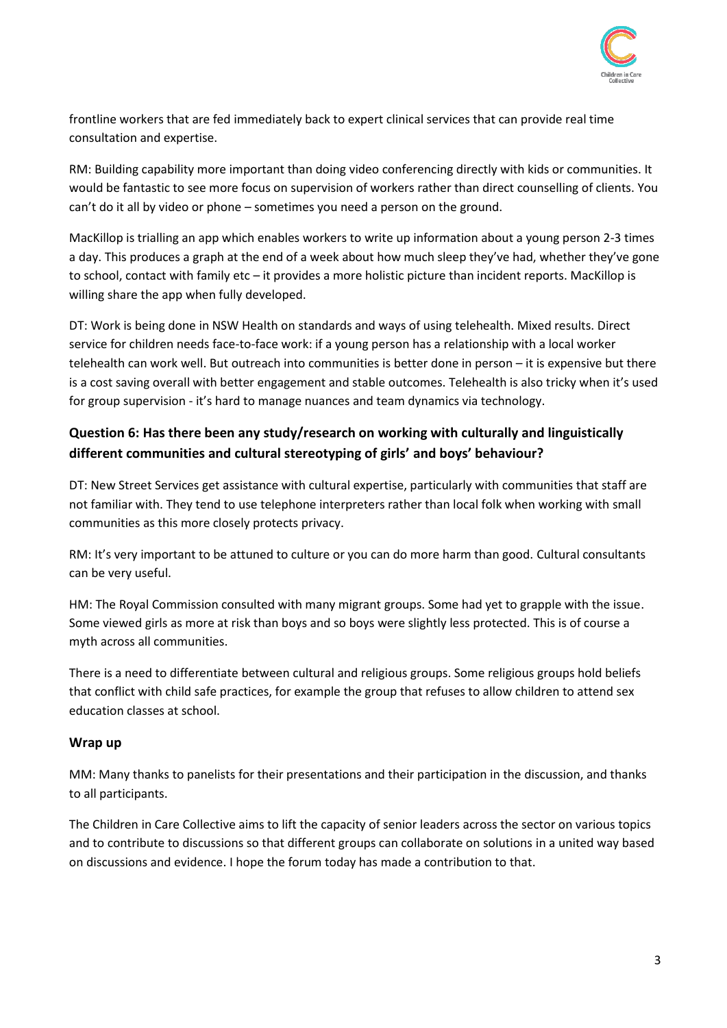frontline workers that are fed immediately back to expert clinical services that can provide real time consultation and expertise.

RM: Building capability more important than doing video conferencing directly with kids or communities. It would be fantastic to see more focus on supervision of workers rather than direct counselling of clients. You can't do it all by video or phone – sometimes you need a person on the ground.

MacKillop is trialling an app which enables workers to write up information about a young person 2-3 times a day. This produces a graph at the end of a week about how much sleep they've had, whether they've gone to school, contact with family etc – it provides a more holistic picture than incident reports. MacKillop is willing share the app when fully developed.

DT: Work is being done in NSW Health on standards and ways of using telehealth. Mixed results. Direct service for children needs face-to-face work: if a young person has a relationship with a local worker telehealth can work well. But outreach into communities is better done in person – it is expensive but there is a cost saving overall with better engagement and stable outcomes. Telehealth is also tricky when it's used for group supervision - it's hard to manage nuances and team dynamics via technology.

### Question 6: Has there been any study/research on working with culturally and linguistically different communities and cultural stereotyping of girls' and boys' behaviour?

DT: New Street Services get assistance with cultural expertise, particularly with communities that staff are not familiar with. They tend to use telephone interpreters rather than local folk when working with small communities as this more closely protects privacy.

RM: It's very important to be attuned to culture or you can do more harm than good. Cultural consultants can be very useful.

HM: The Royal Commission consulted with many migrant groups. Some had yet to grapple with the issue. Some viewed girls as more at risk than boys and so boys were slightly less protected. This is of course a myth across all communities.

There is a need to differentiate between cultural and religious groups. Some religious groups hold beliefs that conflict with child safe practices, for example the group that refuses to allow children to attend sex education classes at school.

### Wrap up

MM: Many thanks to panelists for their presentations and their participation in the discussion, and thanks to all participants.

The Children in Care Collective aims to lift the capacity of senior leaders across the sector on various topics and to contribute to discussions so that different groups can collaborate on solutions in a united way based on discussions and evidence. I hope the forum today has made a contribution to that.